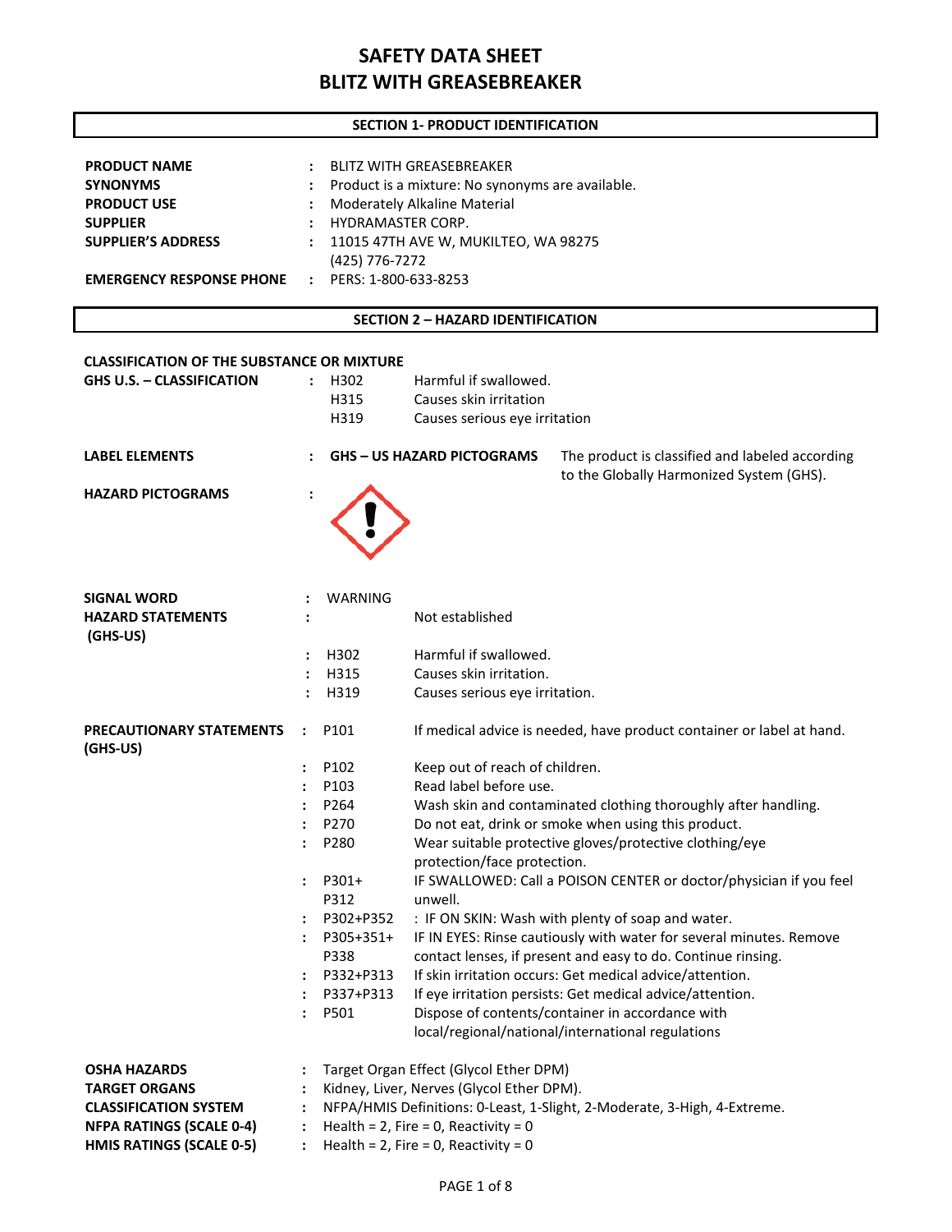# SAFETY DATA SHEET
# BLITZ WITH GREASEBREAKER

## SECTION 1- PRODUCT IDENTIFICATION

| | | |
|---|---|---|
| **PRODUCT NAME** | : | BLITZ WITH GREASEBREAKER |
| **SYNONYMS** | : | Product is a mixture: No synonyms are available. |
| **PRODUCT USE** | : | Moderately Alkaline Material |
| **SUPPLIER** | : | HYDRAMASTER CORP. |
| **SUPPLIER'S ADDRESS** | : | 11015 47TH AVE W, MUKILTEO, WA 98275<br>(425) 776-7272 |
| **EMERGENCY RESPONSE PHONE** | : | PERS: 1-800-633-8253 |

## SECTION 2 – HAZARD IDENTIFICATION

**CLASSIFICATION OF THE SUBSTANCE OR MIXTURE**

**GHS U.S. – CLASSIFICATION** :

| | |
|---|---|
| H302 | Harmful if swallowed. |
| H315 | Causes skin irritation |
| H319 | Causes serious eye irritation |

**LABEL ELEMENTS** : **GHS – US HAZARD PICTOGRAMS** The product is classified and labeled according to the Globally Harmonized System (GHS).

**HAZARD PICTOGRAMS** :

**SIGNAL WORD** : WARNING

**HAZARD STATEMENTS (GHS-US)** : Not established

| | |
|---|---|
| H302 | Harmful if swallowed. |
| H315 | Causes skin irritation. |
| H319 | Causes serious eye irritation. |

**PRECAUTIONARY STATEMENTS (GHS-US)** :

| | |
|---|---|
| P101 | If medical advice is needed, have product container or label at hand. |
| P102 | Keep out of reach of children. |
| P103 | Read label before use. |
| P264 | Wash skin and contaminated clothing thoroughly after handling. |
| P270 | Do not eat, drink or smoke when using this product. |
| P280 | Wear suitable protective gloves/protective clothing/eye protection/face protection. |
| P301+ P312 | IF SWALLOWED: Call a POISON CENTER or doctor/physician if you feel unwell. |
| P302+P352 | : IF ON SKIN: Wash with plenty of soap and water. |
| P305+351+ P338 | IF IN EYES: Rinse cautiously with water for several minutes. Remove contact lenses, if present and easy to do. Continue rinsing. |
| P332+P313 | If skin irritation occurs: Get medical advice/attention. |
| P337+P313 | If eye irritation persists: Get medical advice/attention. |
| P501 | Dispose of contents/container in accordance with local/regional/national/international regulations |

| | | |
|---|---|---|
| **OSHA HAZARDS** | : | Target Organ Effect (Glycol Ether DPM) |
| **TARGET ORGANS** | : | Kidney, Liver, Nerves (Glycol Ether DPM). |
| **CLASSIFICATION SYSTEM** | : | NFPA/HMIS Definitions: 0-Least, 1-Slight, 2-Moderate, 3-High, 4-Extreme. |
| **NFPA RATINGS (SCALE 0-4)** | : | Health = 2, Fire = 0, Reactivity = 0 |
| **HMIS RATINGS (SCALE 0-5)** | : | Health = 2, Fire = 0, Reactivity = 0 |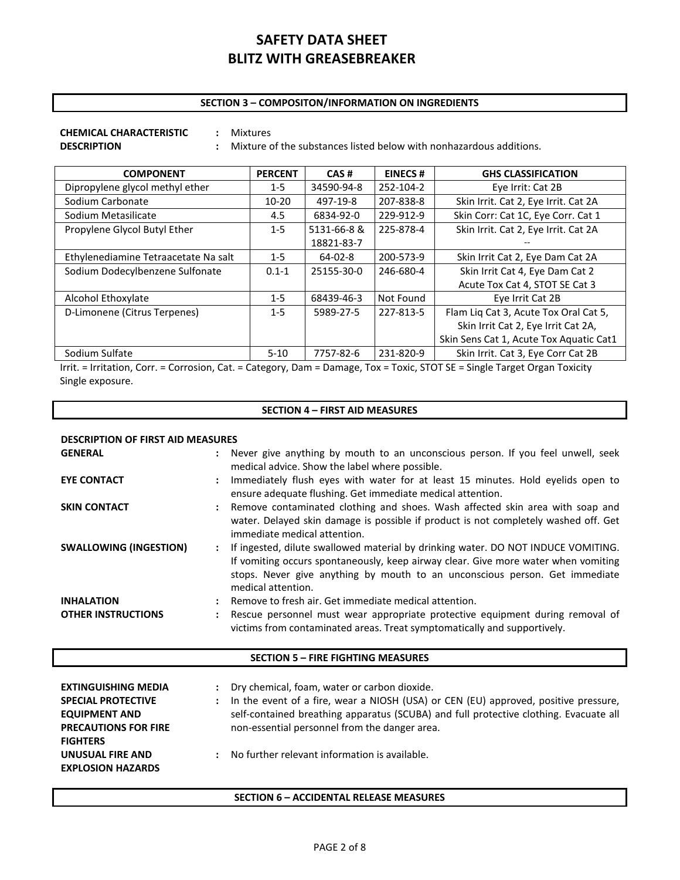# SAFETY DATA SHEET
# BLITZ WITH GREASEBREAKER

## SECTION 3 – COMPOSITON/INFORMATION ON INGREDIENTS

**CHEMICAL CHARACTERISTIC** : Mixtures

**DESCRIPTION** : Mixture of the substances listed below with nonhazardous additions.

| COMPONENT | PERCENT | CAS # | EINECS # | GHS CLASSIFICATION |
|---|---|---|---|---|
| Dipropylene glycol methyl ether | 1-5 | 34590-94-8 | 252-104-2 | Eye Irrit: Cat 2B |
| Sodium Carbonate | 10-20 | 497-19-8 | 207-838-8 | Skin Irrit. Cat 2, Eye Irrit. Cat 2A |
| Sodium Metasilicate | 4.5 | 6834-92-0 | 229-912-9 | Skin Corr: Cat 1C, Eye Corr. Cat 1 |
| Propylene Glycol Butyl Ether | 1-5 | 5131-66-8 & 18821-83-7 | 225-878-4 | Skin Irrit. Cat 2, Eye Irrit. Cat 2A -- |
| Ethylenediamine Tetraacetate Na salt | 1-5 | 64-02-8 | 200-573-9 | Skin Irrit Cat 2, Eye Dam Cat 2A |
| Sodium Dodecylbenzene Sulfonate | 0.1-1 | 25155-30-0 | 246-680-4 | Skin Irrit Cat 4, Eye Dam Cat 2 Acute Tox Cat 4, STOT SE Cat 3 |
| Alcohol Ethoxylate | 1-5 | 68439-46-3 | Not Found | Eye Irrit Cat 2B |
| D-Limonene (Citrus Terpenes) | 1-5 | 5989-27-5 | 227-813-5 | Flam Liq Cat 3, Acute Tox Oral Cat 5, Skin Irrit Cat 2, Eye Irrit Cat 2A, Skin Sens Cat 1, Acute Tox Aquatic Cat1 |
| Sodium Sulfate | 5-10 | 7757-82-6 | 231-820-9 | Skin Irrit. Cat 3, Eye Corr Cat 2B |

Irrit. = Irritation, Corr. = Corrosion, Cat. = Category, Dam = Damage, Tox = Toxic, STOT SE = Single Target Organ Toxicity Single exposure.

## SECTION 4 – FIRST AID MEASURES

**DESCRIPTION OF FIRST AID MEASURES**

**GENERAL** : Never give anything by mouth to an unconscious person. If you feel unwell, seek medical advice. Show the label where possible.

**EYE CONTACT** : Immediately flush eyes with water for at least 15 minutes. Hold eyelids open to ensure adequate flushing. Get immediate medical attention.

**SKIN CONTACT** : Remove contaminated clothing and shoes. Wash affected skin area with soap and water. Delayed skin damage is possible if product is not completely washed off. Get immediate medical attention.

**SWALLOWING (INGESTION)** : If ingested, dilute swallowed material by drinking water. DO NOT INDUCE VOMITING. If vomiting occurs spontaneously, keep airway clear. Give more water when vomiting stops. Never give anything by mouth to an unconscious person. Get immediate medical attention.

**INHALATION** : Remove to fresh air. Get immediate medical attention.

**OTHER INSTRUCTIONS** : Rescue personnel must wear appropriate protective equipment during removal of victims from contaminated areas. Treat symptomatically and supportively.

## SECTION 5 – FIRE FIGHTING MEASURES

**EXTINGUISHING MEDIA** : Dry chemical, foam, water or carbon dioxide.

**SPECIAL PROTECTIVE EQUIPMENT AND PRECAUTIONS FOR FIRE FIGHTERS** : In the event of a fire, wear a NIOSH (USA) or CEN (EU) approved, positive pressure, self-contained breathing apparatus (SCUBA) and full protective clothing. Evacuate all non-essential personnel from the danger area.

**UNUSUAL FIRE AND EXPLOSION HAZARDS** : No further relevant information is available.

## SECTION 6 – ACCIDENTAL RELEASE MEASURES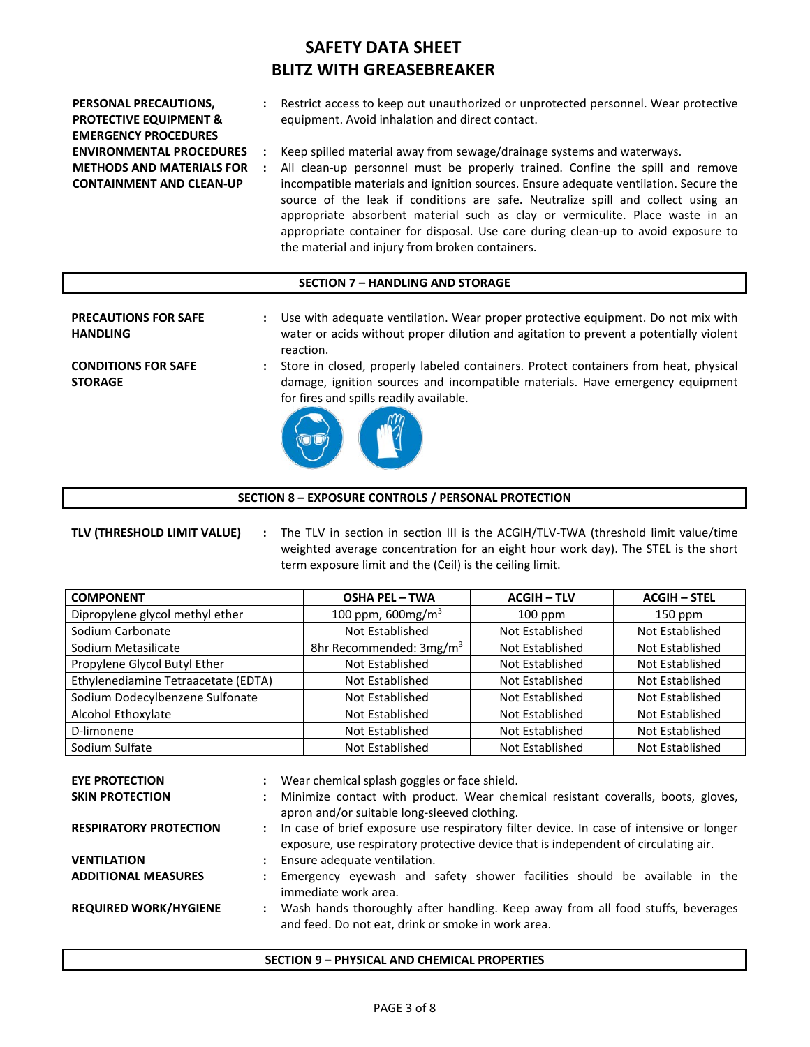| | | |
|---|---|---|
| **PERSONAL PRECAUTIONS, PROTECTIVE EQUIPMENT & EMERGENCY PROCEDURES** | : | Restrict access to keep out unauthorized or unprotected personnel. Wear protective equipment. Avoid inhalation and direct contact. |
| **ENVIRONMENTAL PROCEDURES** | : | Keep spilled material away from sewage/drainage systems and waterways. |
| **METHODS AND MATERIALS FOR CONTAINMENT AND CLEAN-UP** | : | All clean-up personnel must be properly trained. Confine the spill and remove incompatible materials and ignition sources. Ensure adequate ventilation. Secure the source of the leak if conditions are safe. Neutralize spill and collect using an appropriate absorbent material such as clay or vermiculite. Place waste in an appropriate container for disposal. Use care during clean-up to avoid exposure to the material and injury from broken containers. |

## SECTION 7 – HANDLING AND STORAGE

| | | |
|---|---|---|
| **PRECAUTIONS FOR SAFE HANDLING** | : | Use with adequate ventilation. Wear proper protective equipment. Do not mix with water or acids without proper dilution and agitation to prevent a potentially violent reaction. |
| **CONDITIONS FOR SAFE STORAGE** | : | Store in closed, properly labeled containers. Protect containers from heat, physical damage, ignition sources and incompatible materials. Have emergency equipment for fires and spills readily available. |

## SECTION 8 – EXPOSURE CONTROLS / PERSONAL PROTECTION

**TLV (THRESHOLD LIMIT VALUE)** : The TLV in section in section III is the ACGIH/TLV-TWA (threshold limit value/time weighted average concentration for an eight hour work day). The STEL is the short term exposure limit and the (Ceil) is the ceiling limit.

| COMPONENT | OSHA PEL – TWA | ACGIH – TLV | ACGIH – STEL |
|---|---|---|---|
| Dipropylene glycol methyl ether | 100 ppm, 600mg/m$^3$ | 100 ppm | 150 ppm |
| Sodium Carbonate | Not Established | Not Established | Not Established |
| Sodium Metasilicate | 8hr Recommended: 3mg/m$^3$ | Not Established | Not Established |
| Propylene Glycol Butyl Ether | Not Established | Not Established | Not Established |
| Ethylenediamine Tetraacetate (EDTA) | Not Established | Not Established | Not Established |
| Sodium Dodecylbenzene Sulfonate | Not Established | Not Established | Not Established |
| Alcohol Ethoxylate | Not Established | Not Established | Not Established |
| D-limonene | Not Established | Not Established | Not Established |
| Sodium Sulfate | Not Established | Not Established | Not Established |

| | | |
|---|---|---|
| **EYE PROTECTION** | : | Wear chemical splash goggles or face shield. |
| **SKIN PROTECTION** | : | Minimize contact with product. Wear chemical resistant coveralls, boots, gloves, apron and/or suitable long-sleeved clothing. |
| **RESPIRATORY PROTECTION** | : | In case of brief exposure use respiratory filter device. In case of intensive or longer exposure, use respiratory protective device that is independent of circulating air. |
| **VENTILATION** | : | Ensure adequate ventilation. |
| **ADDITIONAL MEASURES** | : | Emergency eyewash and safety shower facilities should be available in the immediate work area. |
| **REQUIRED WORK/HYGIENE** | : | Wash hands thoroughly after handling. Keep away from all food stuffs, beverages and feed. Do not eat, drink or smoke in work area. |

## SECTION 9 – PHYSICAL AND CHEMICAL PROPERTIES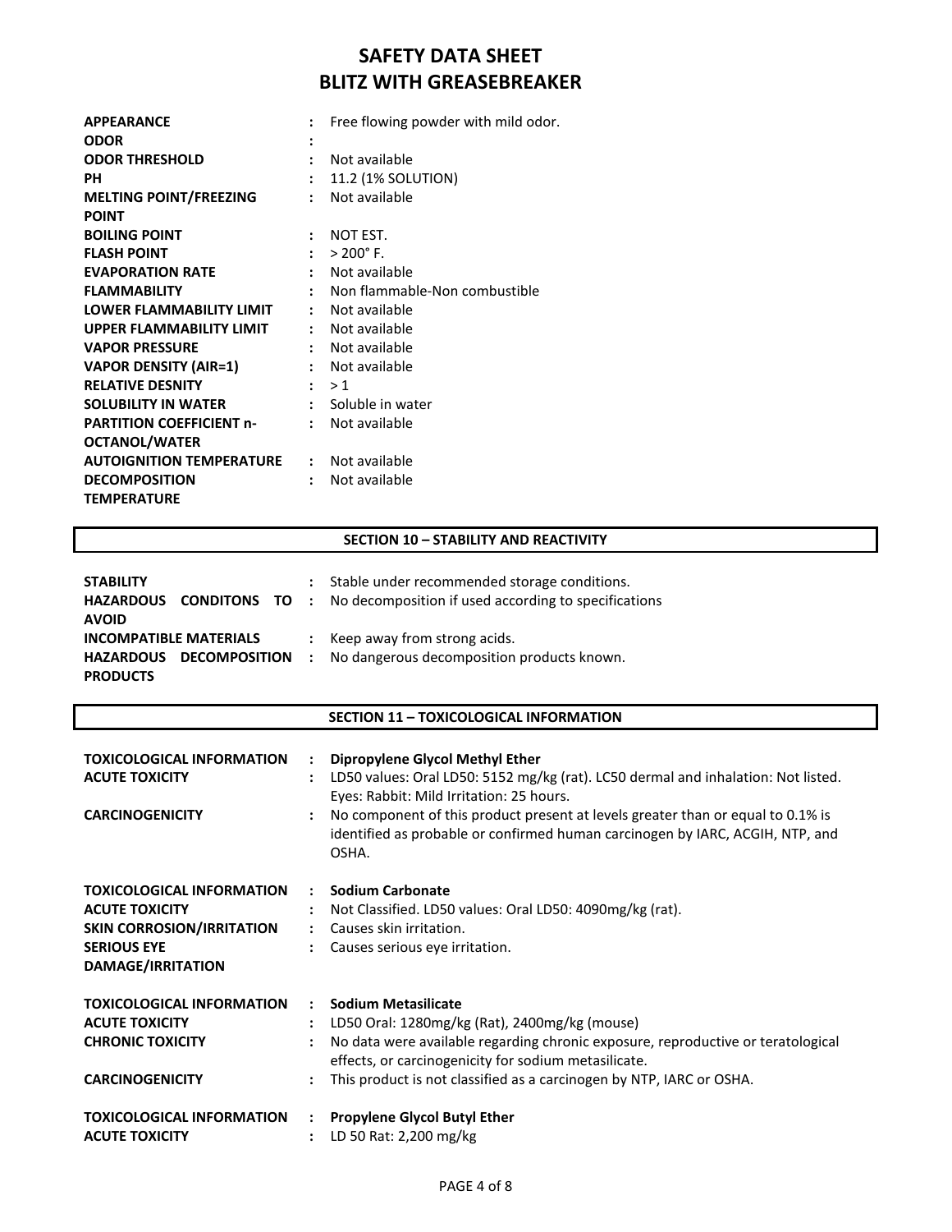# SAFETY DATA SHEET
# BLITZ WITH GREASEBREAKER

| | | |
|---|---|---|
| **APPEARANCE** | : | Free flowing powder with mild odor. |
| **ODOR** | : | |
| **ODOR THRESHOLD** | : | Not available |
| **PH** | : | 11.2 (1% SOLUTION) |
| **MELTING POINT/FREEZING POINT** | : | Not available |
| **BOILING POINT** | : | NOT EST. |
| **FLASH POINT** | : | > 200° F. |
| **EVAPORATION RATE** | : | Not available |
| **FLAMMABILITY** | : | Non flammable-Non combustible |
| **LOWER FLAMMABILITY LIMIT** | : | Not available |
| **UPPER FLAMMABILITY LIMIT** | : | Not available |
| **VAPOR PRESSURE** | : | Not available |
| **VAPOR DENSITY (AIR=1)** | : | Not available |
| **RELATIVE DESNITY** | : | > 1 |
| **SOLUBILITY IN WATER** | : | Soluble in water |
| **PARTITION COEFFICIENT n-OCTANOL/WATER** | : | Not available |
| **AUTOIGNITION TEMPERATURE** | : | Not available |
| **DECOMPOSITION TEMPERATURE** | : | Not available |

## SECTION 10 – STABILITY AND REACTIVITY

| | | |
|---|---|---|
| **STABILITY** | : | Stable under recommended storage conditions. |
| **HAZARDOUS CONDITONS TO AVOID** | : | No decomposition if used according to specifications |
| **INCOMPATIBLE MATERIALS** | : | Keep away from strong acids. |
| **HAZARDOUS DECOMPOSITION PRODUCTS** | : | No dangerous decomposition products known. |

## SECTION 11 – TOXICOLOGICAL INFORMATION

| | | |
|---|---|---|
| **TOXICOLOGICAL INFORMATION** | : | **Dipropylene Glycol Methyl Ether** |
| **ACUTE TOXICITY** | : | LD50 values: Oral LD50: 5152 mg/kg (rat). LC50 dermal and inhalation: Not listed. Eyes: Rabbit: Mild Irritation: 25 hours. |
| **CARCINOGENICITY** | : | No component of this product present at levels greater than or equal to 0.1% is identified as probable or confirmed human carcinogen by IARC, ACGIH, NTP, and OSHA. |

| | | |
|---|---|---|
| **TOXICOLOGICAL INFORMATION** | : | **Sodium Carbonate** |
| **ACUTE TOXICITY** | : | Not Classified. LD50 values: Oral LD50: 4090mg/kg (rat). |
| **SKIN CORROSION/IRRITATION** | : | Causes skin irritation. |
| **SERIOUS EYE DAMAGE/IRRITATION** | : | Causes serious eye irritation. |

| | | |
|---|---|---|
| **TOXICOLOGICAL INFORMATION** | : | **Sodium Metasilicate** |
| **ACUTE TOXICITY** | : | LD50 Oral: 1280mg/kg (Rat), 2400mg/kg (mouse) |
| **CHRONIC TOXICITY** | : | No data were available regarding chronic exposure, reproductive or teratological effects, or carcinogenicity for sodium metasilicate. |
| **CARCINOGENICITY** | : | This product is not classified as a carcinogen by NTP, IARC or OSHA. |

| | | |
|---|---|---|
| **TOXICOLOGICAL INFORMATION** | : | **Propylene Glycol Butyl Ether** |
| **ACUTE TOXICITY** | : | LD 50 Rat: 2,200 mg/kg |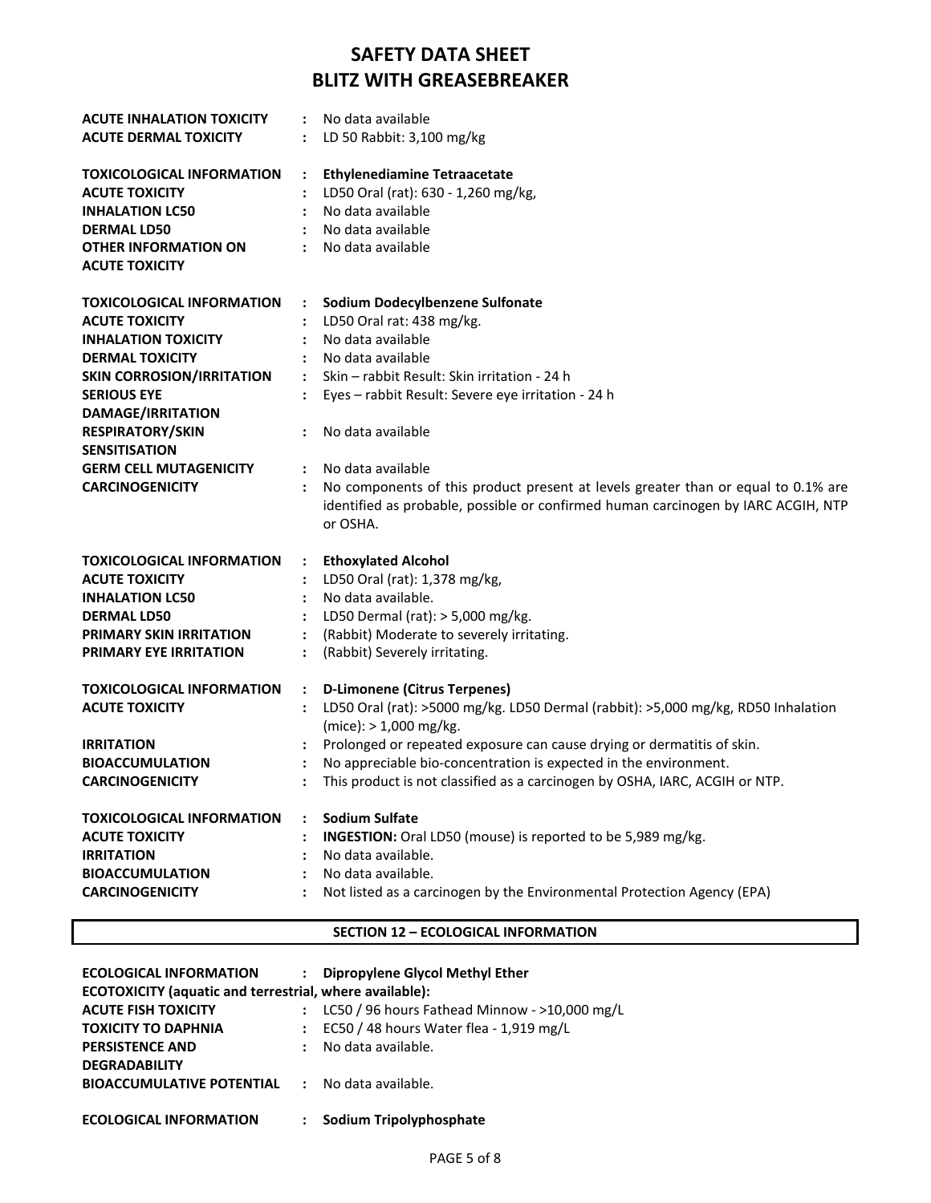# SAFETY DATA SHEET
# BLITZ WITH GREASEBREAKER

**ACUTE INHALATION TOXICITY** : No data available
**ACUTE DERMAL TOXICITY** : LD 50 Rabbit: 3,100 mg/kg

**TOXICOLOGICAL INFORMATION** : **Ethylenediamine Tetraacetate**
**ACUTE TOXICITY** : LD50 Oral (rat): 630 - 1,260 mg/kg,
**INHALATION LC50** : No data available
**DERMAL LD50** : No data available
**OTHER INFORMATION ON ACUTE TOXICITY** : No data available

**TOXICOLOGICAL INFORMATION** : **Sodium Dodecylbenzene Sulfonate**
**ACUTE TOXICITY** : LD50 Oral rat: 438 mg/kg.
**INHALATION TOXICITY** : No data available
**DERMAL TOXICITY** : No data available
**SKIN CORROSION/IRRITATION** : Skin – rabbit Result: Skin irritation - 24 h
**SERIOUS EYE DAMAGE/IRRITATION** : Eyes – rabbit Result: Severe eye irritation - 24 h
**RESPIRATORY/SKIN SENSITISATION** : No data available
**GERM CELL MUTAGENICITY** : No data available
**CARCINOGENICITY** : No components of this product present at levels greater than or equal to 0.1% are identified as probable, possible or confirmed human carcinogen by IARC ACGIH, NTP or OSHA.

**TOXICOLOGICAL INFORMATION** : **Ethoxylated Alcohol**
**ACUTE TOXICITY** : LD50 Oral (rat): 1,378 mg/kg,
**INHALATION LC50** : No data available.
**DERMAL LD50** : LD50 Dermal (rat): > 5,000 mg/kg.
**PRIMARY SKIN IRRITATION** : (Rabbit) Moderate to severely irritating.
**PRIMARY EYE IRRITATION** : (Rabbit) Severely irritating.

**TOXICOLOGICAL INFORMATION** : **D-Limonene (Citrus Terpenes)**
**ACUTE TOXICITY** : LD50 Oral (rat): >5000 mg/kg. LD50 Dermal (rabbit): >5,000 mg/kg, RD50 Inhalation (mice): > 1,000 mg/kg.
**IRRITATION** : Prolonged or repeated exposure can cause drying or dermatitis of skin.
**BIOACCUMULATION** : No appreciable bio-concentration is expected in the environment.
**CARCINOGENICITY** : This product is not classified as a carcinogen by OSHA, IARC, ACGIH or NTP.

**TOXICOLOGICAL INFORMATION** : **Sodium Sulfate**
**ACUTE TOXICITY** : **INGESTION:** Oral LD50 (mouse) is reported to be 5,989 mg/kg.
**IRRITATION** : No data available.
**BIOACCUMULATION** : No data available.
**CARCINOGENICITY** : Not listed as a carcinogen by the Environmental Protection Agency (EPA)

## SECTION 12 – ECOLOGICAL INFORMATION

**ECOLOGICAL INFORMATION** : **Dipropylene Glycol Methyl Ether**
**ECOTOXICITY (aquatic and terrestrial, where available):**
**ACUTE FISH TOXICITY** : LC50 / 96 hours Fathead Minnow - >10,000 mg/L
**TOXICITY TO DAPHNIA** : EC50 / 48 hours Water flea - 1,919 mg/L
**PERSISTENCE AND DEGRADABILITY** : No data available.
**BIOACCUMULATIVE POTENTIAL** : No data available.

**ECOLOGICAL INFORMATION** : **Sodium Tripolyphosphate**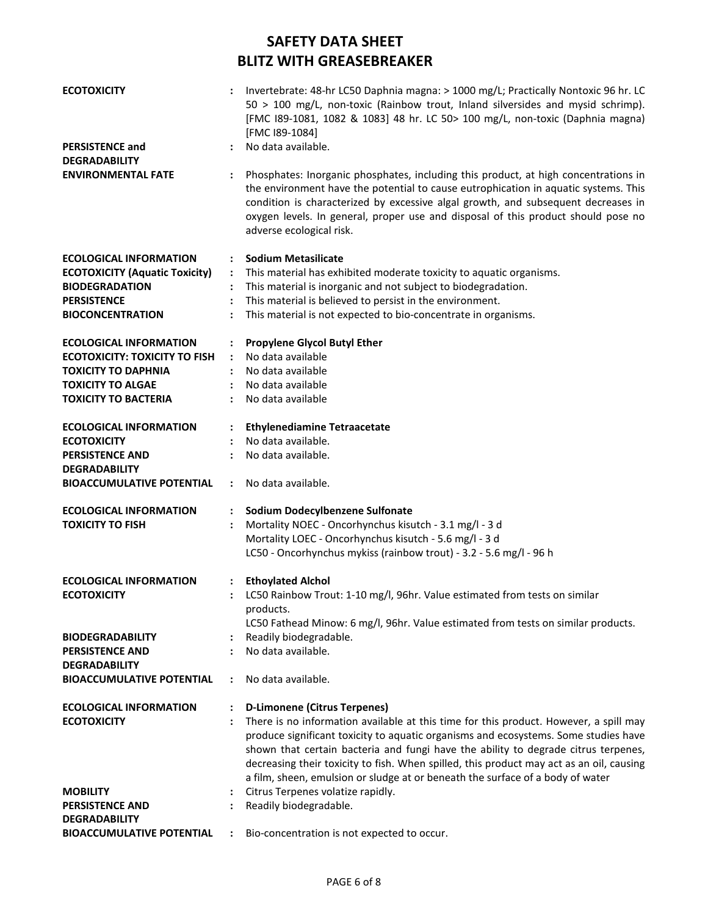# SAFETY DATA SHEET
# BLITZ WITH GREASEBREAKER

**ECOTOXICITY** : Invertebrate: 48-hr LC50 Daphnia magna: > 1000 mg/L; Practically Nontoxic 96 hr. LC 50 > 100 mg/L, non-toxic (Rainbow trout, Inland silversides and mysid schrimp). [FMC I89-1081, 1082 & 1083] 48 hr. LC 50> 100 mg/L, non-toxic (Daphnia magna) [FMC I89-1084]

**PERSISTENCE and DEGRADABILITY** : No data available.

**ENVIRONMENTAL FATE** : Phosphates: Inorganic phosphates, including this product, at high concentrations in the environment have the potential to cause eutrophication in aquatic systems. This condition is characterized by excessive algal growth, and subsequent decreases in oxygen levels. In general, proper use and disposal of this product should pose no adverse ecological risk.

**ECOLOGICAL INFORMATION** : **Sodium Metasilicate**
**ECOTOXICITY (Aquatic Toxicity)** : This material has exhibited moderate toxicity to aquatic organisms.
**BIODEGRADATION** : This material is inorganic and not subject to biodegradation.
**PERSISTENCE** : This material is believed to persist in the environment.
**BIOCONCENTRATION** : This material is not expected to bio-concentrate in organisms.

**ECOLOGICAL INFORMATION** : **Propylene Glycol Butyl Ether**
**ECOTOXICITY: TOXICITY TO FISH** : No data available
**TOXICITY TO DAPHNIA** : No data available
**TOXICITY TO ALGAE** : No data available
**TOXICITY TO BACTERIA** : No data available

**ECOLOGICAL INFORMATION** : **Ethylenediamine Tetraacetate**
**ECOTOXICITY** : No data available.
**PERSISTENCE AND DEGRADABILITY** : No data available.
**BIOACCUMULATIVE POTENTIAL** : No data available.

**ECOLOGICAL INFORMATION** : **Sodium Dodecylbenzene Sulfonate**
**TOXICITY TO FISH** : Mortality NOEC - Oncorhynchus kisutch - 3.1 mg/l - 3 d
Mortality LOEC - Oncorhynchus kisutch - 5.6 mg/l - 3 d
LC50 - Oncorhynchus mykiss (rainbow trout) - 3.2 - 5.6 mg/l - 96 h

**ECOLOGICAL INFORMATION** : **Ethoylated Alchol**
**ECOTOXICITY** : LC50 Rainbow Trout: 1-10 mg/l, 96hr. Value estimated from tests on similar products.
LC50 Fathead Minow: 6 mg/l, 96hr. Value estimated from tests on similar products.
**BIODEGRADABILITY** : Readily biodegradable.
**PERSISTENCE AND DEGRADABILITY** : No data available.
**BIOACCUMULATIVE POTENTIAL** : No data available.

**ECOLOGICAL INFORMATION** : **D-Limonene (Citrus Terpenes)**
**ECOTOXICITY** : There is no information available at this time for this product. However, a spill may produce significant toxicity to aquatic organisms and ecosystems. Some studies have shown that certain bacteria and fungi have the ability to degrade citrus terpenes, decreasing their toxicity to fish. When spilled, this product may act as an oil, causing a film, sheen, emulsion or sludge at or beneath the surface of a body of water
**MOBILITY** : Citrus Terpenes volatize rapidly.
**PERSISTENCE AND DEGRADABILITY** : Readily biodegradable.
**BIOACCUMULATIVE POTENTIAL** : Bio-concentration is not expected to occur.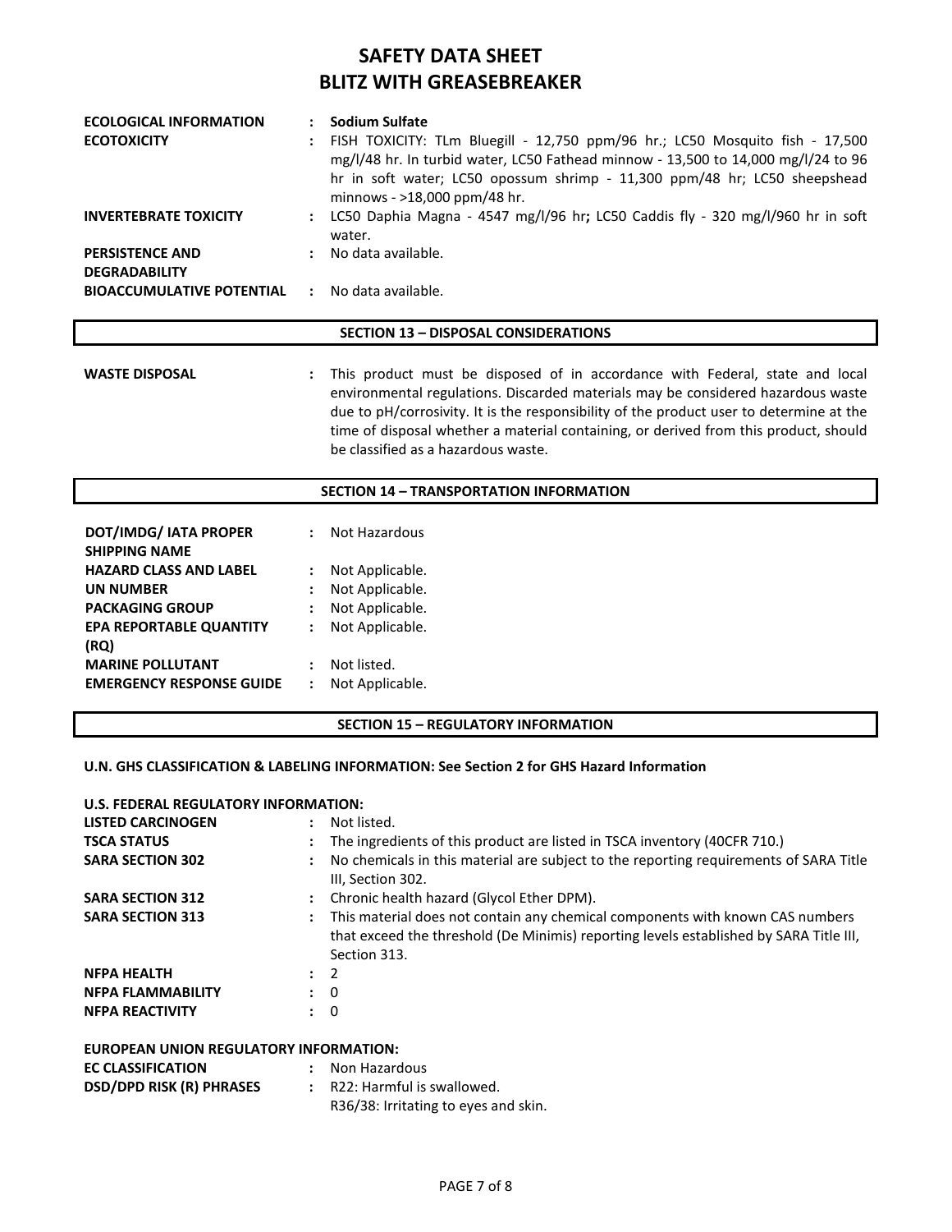**ECOLOGICAL INFORMATION** : **Sodium Sulfate**

**ECOTOXICITY** : FISH TOXICITY: TLm Bluegill - 12,750 ppm/96 hr.; LC50 Mosquito fish - 17,500 mg/l/48 hr. In turbid water, LC50 Fathead minnow - 13,500 to 14,000 mg/l/24 to 96 hr in soft water; LC50 opossum shrimp - 11,300 ppm/48 hr; LC50 sheepshead minnows - >18,000 ppm/48 hr.

**INVERTEBRATE TOXICITY** : LC50 Daphia Magna - 4547 mg/l/96 hr**;** LC50 Caddis fly - 320 mg/l/960 hr in soft water.

**PERSISTENCE AND DEGRADABILITY** : No data available.

**BIOACCUMULATIVE POTENTIAL** : No data available.

## SECTION 13 – DISPOSAL CONSIDERATIONS

**WASTE DISPOSAL** : This product must be disposed of in accordance with Federal, state and local environmental regulations. Discarded materials may be considered hazardous waste due to pH/corrosivity. It is the responsibility of the product user to determine at the time of disposal whether a material containing, or derived from this product, should be classified as a hazardous waste.

## SECTION 14 – TRANSPORTATION INFORMATION

**DOT/IMDG/ IATA PROPER SHIPPING NAME** : Not Hazardous

**HAZARD CLASS AND LABEL** : Not Applicable.

**UN NUMBER** : Not Applicable.

**PACKAGING GROUP** : Not Applicable.

**EPA REPORTABLE QUANTITY (RQ)** : Not Applicable.

**MARINE POLLUTANT** : Not listed.

**EMERGENCY RESPONSE GUIDE** : Not Applicable.

## SECTION 15 – REGULATORY INFORMATION

**U.N. GHS CLASSIFICATION & LABELING INFORMATION: See Section 2 for GHS Hazard Information**

**U.S. FEDERAL REGULATORY INFORMATION:**

**LISTED CARCINOGEN** : Not listed.

**TSCA STATUS** : The ingredients of this product are listed in TSCA inventory (40CFR 710.)

**SARA SECTION 302** : No chemicals in this material are subject to the reporting requirements of SARA Title III, Section 302.

**SARA SECTION 312** : Chronic health hazard (Glycol Ether DPM).

**SARA SECTION 313** : This material does not contain any chemical components with known CAS numbers that exceed the threshold (De Minimis) reporting levels established by SARA Title III, Section 313.

**NFPA HEALTH** : 2

**NFPA FLAMMABILITY** : 0

**NFPA REACTIVITY** : 0

**EUROPEAN UNION REGULATORY INFORMATION:**

**EC CLASSIFICATION** : Non Hazardous

**DSD/DPD RISK (R) PHRASES** : R22: Harmful is swallowed.
R36/38: Irritating to eyes and skin.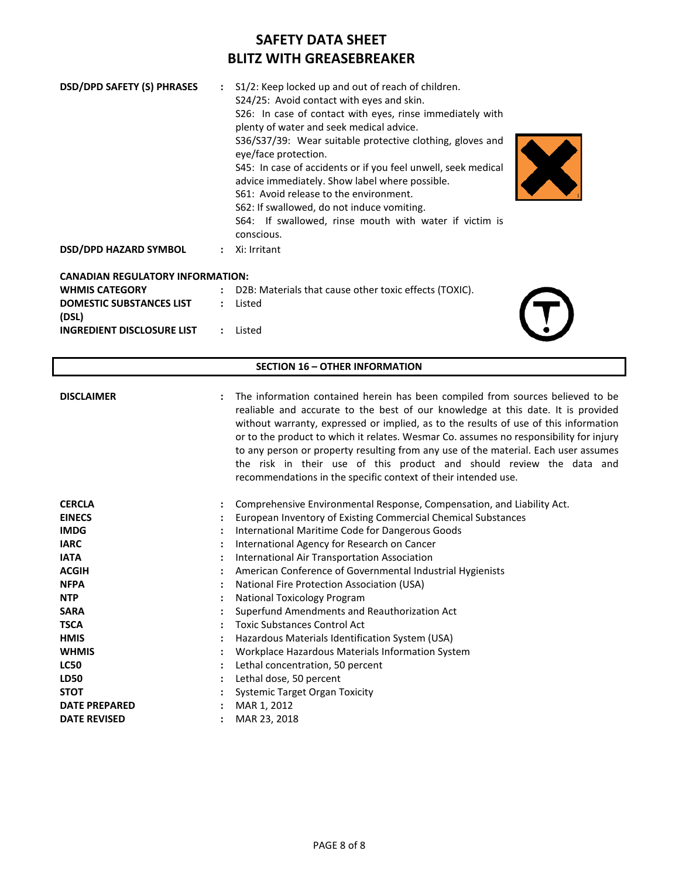| | | |
|---|---|---|
| **DSD/DPD SAFETY (S) PHRASES** | : | S1/2: Keep locked up and out of reach of children.<br>S24/25: Avoid contact with eyes and skin.<br>S26: In case of contact with eyes, rinse immediately with plenty of water and seek medical advice.<br>S36/S37/39: Wear suitable protective clothing, gloves and eye/face protection.<br>S45: In case of accidents or if you feel unwell, seek medical advice immediately. Show label where possible.<br>S61: Avoid release to the environment.<br>S62: If swallowed, do not induce vomiting.<br>S64: If swallowed, rinse mouth with water if victim is conscious. |
| **DSD/DPD HAZARD SYMBOL** | : | Xi: Irritant |

**CANADIAN REGULATORY INFORMATION:**

| | | |
|---|---|---|
| **WHMIS CATEGORY** | : | D2B: Materials that cause other toxic effects (TOXIC). |
| **DOMESTIC SUBSTANCES LIST (DSL)** | : | Listed |
| **INGREDIENT DISCLOSURE LIST** | : | Listed |

## SECTION 16 – OTHER INFORMATION

| | | |
|---|---|---|
| **DISCLAIMER** | : | The information contained herein has been compiled from sources believed to be realiable and accurate to the best of our knowledge at this date. It is provided without warranty, expressed or implied, as to the results of use of this information or to the product to which it relates. Wesmar Co. assumes no responsibility for injury to any person or property resulting from any use of the material. Each user assumes the risk in their use of this product and should review the data and recommendations in the specific context of their intended use. |
| **CERCLA** | : | Comprehensive Environmental Response, Compensation, and Liability Act. |
| **EINECS** | : | European Inventory of Existing Commercial Chemical Substances |
| **IMDG** | : | International Maritime Code for Dangerous Goods |
| **IARC** | : | International Agency for Research on Cancer |
| **IATA** | : | International Air Transportation Association |
| **ACGIH** | : | American Conference of Governmental Industrial Hygienists |
| **NFPA** | : | National Fire Protection Association (USA) |
| **NTP** | : | National Toxicology Program |
| **SARA** | : | Superfund Amendments and Reauthorization Act |
| **TSCA** | : | Toxic Substances Control Act |
| **HMIS** | : | Hazardous Materials Identification System (USA) |
| **WHMIS** | : | Workplace Hazardous Materials Information System |
| **LC50** | : | Lethal concentration, 50 percent |
| **LD50** | : | Lethal dose, 50 percent |
| **STOT** | : | Systemic Target Organ Toxicity |
| **DATE PREPARED** | : | MAR 1, 2012 |
| **DATE REVISED** | : | MAR 23, 2018 |